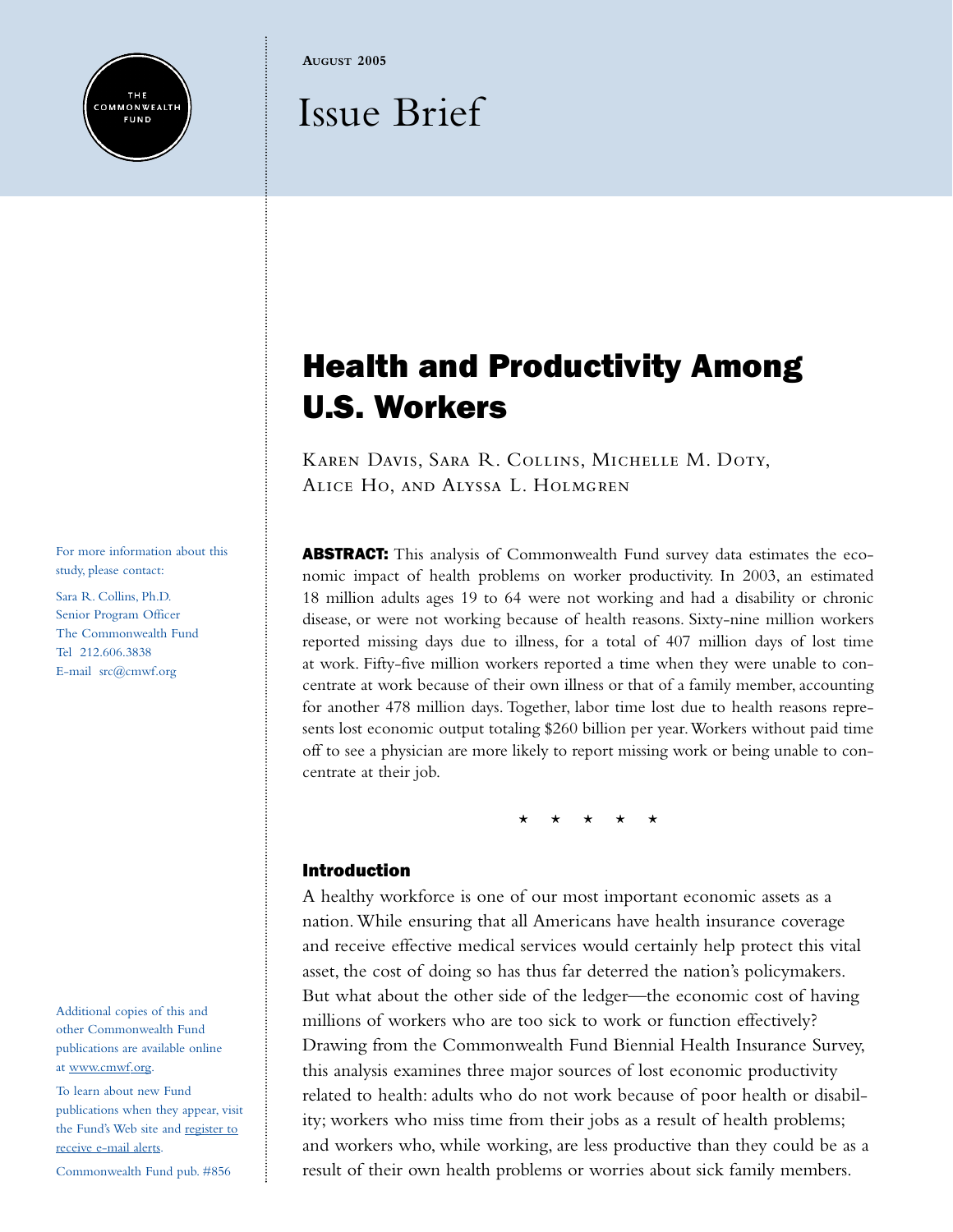THE COMMONWEALTH FUND

AUGUST 2005

Issue Brief

# Health and Productivity Among U.S. Workers

KAREN DAVIS, SARA R. COLLINS, MICHELLE M. DOTY, ALICE HO, AND ALYSSA L. HOLMGREN

For more information about this study, please contact:

Sara R. Collins, Ph.D.
Senior Program Officer
The Commonwealth Fund
Tel 212.606.3838
E-mail src@cmwf.org

**ABSTRACT:** This analysis of Commonwealth Fund survey data estimates the economic impact of health problems on worker productivity. In 2003, an estimated 18 million adults ages 19 to 64 were not working and had a disability or chronic disease, or were not working because of health reasons. Sixty-nine million workers reported missing days due to illness, for a total of 407 million days of lost time at work. Fifty-five million workers reported a time when they were unable to concentrate at work because of their own illness or that of a family member, accounting for another 478 million days. Together, labor time lost due to health reasons represents lost economic output totaling $260 billion per year. Workers without paid time off to see a physician are more likely to report missing work or being unable to concentrate at their job.

★ ★ ★ ★ ★

## Introduction

A healthy workforce is one of our most important economic assets as a nation. While ensuring that all Americans have health insurance coverage and receive effective medical services would certainly help protect this vital asset, the cost of doing so has thus far deterred the nation's policymakers. But what about the other side of the ledger—the economic cost of having millions of workers who are too sick to work or function effectively? Drawing from the Commonwealth Fund Biennial Health Insurance Survey, this analysis examines three major sources of lost economic productivity related to health: adults who do not work because of poor health or disability; workers who miss time from their jobs as a result of health problems; and workers who, while working, are less productive than they could be as a result of their own health problems or worries about sick family members.

Additional copies of this and other Commonwealth Fund publications are available online at www.cmwf.org.

To learn about new Fund publications when they appear, visit the Fund's Web site and register to receive e-mail alerts.

Commonwealth Fund pub. #856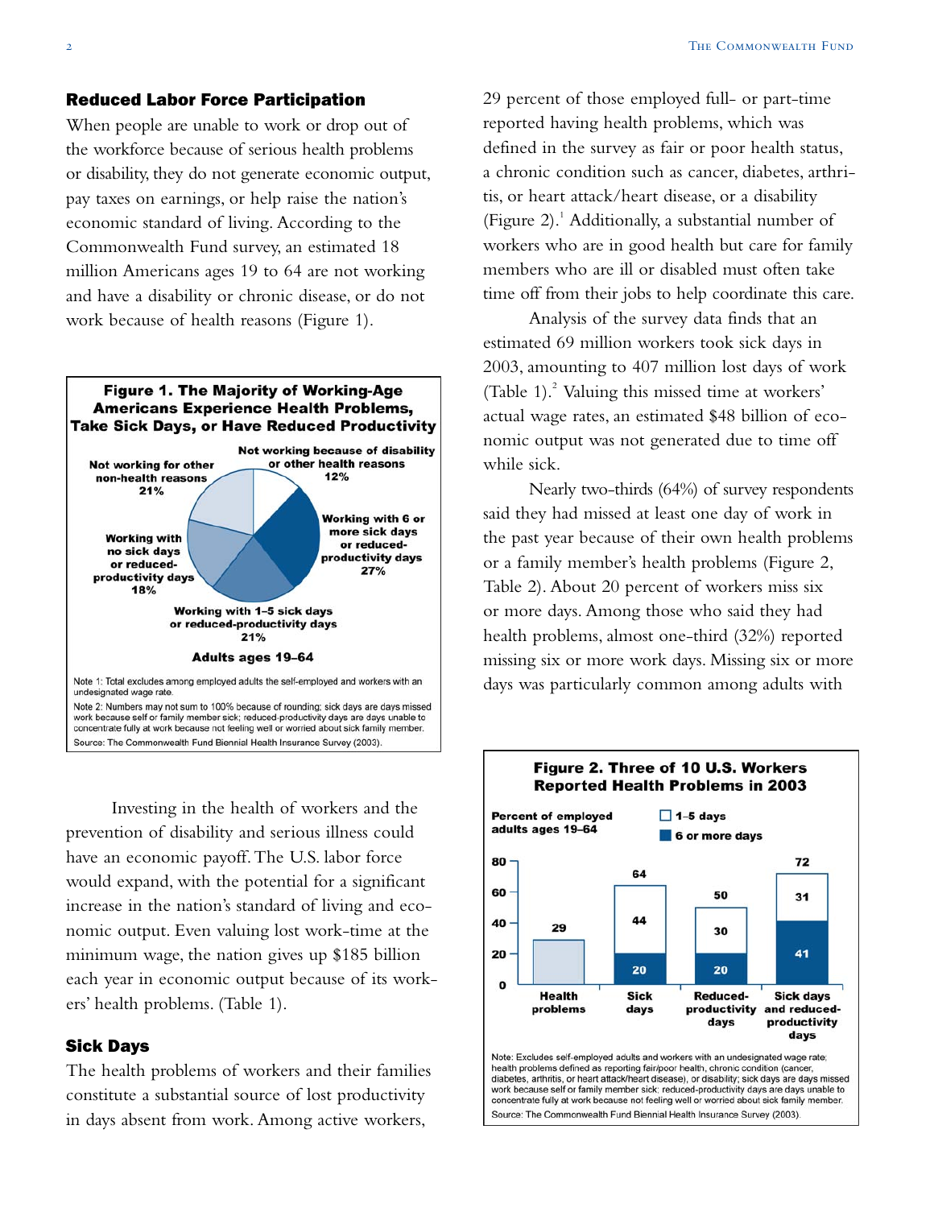## Reduced Labor Force Participation

When people are unable to work or drop out of the workforce because of serious health problems or disability, they do not generate economic output, pay taxes on earnings, or help raise the nation's economic standard of living. According to the Commonwealth Fund survey, an estimated 18 million Americans ages 19 to 64 are not working and have a disability or chronic disease, or do not work because of health reasons (Figure 1).

**Figure 1. The Majority of Working-Age Americans Experience Health Problems, Take Sick Days, or Have Reduced Productivity**

Adults ages 19–64

- Not working because of disability or other health reasons: 12%
- Working with 6 or more sick days or reduced-productivity days: 27%
- Working with 1–5 sick days or reduced-productivity days: 21%
- Working with no sick days or reduced-productivity days: 18%
- Not working for other non-health reasons: 21%

Note 1: Total excludes among employed adults the self-employed and workers with an undesignated wage rate.

Note 2: Numbers may not sum to 100% because of rounding; sick days are days missed work because self or family member sick; reduced-productivity days are days unable to concentrate fully at work because not feeling well or worried about sick family member.

Source: The Commonwealth Fund Biennial Health Insurance Survey (2003).

Investing in the health of workers and the prevention of disability and serious illness could have an economic payoff. The U.S. labor force would expand, with the potential for a significant increase in the nation's standard of living and economic output. Even valuing lost work-time at the minimum wage, the nation gives up $185 billion each year in economic output because of its workers' health problems. (Table 1).

## Sick Days

The health problems of workers and their families constitute a substantial source of lost productivity in days absent from work. Among active workers, 29 percent of those employed full- or part-time reported having health problems, which was defined in the survey as fair or poor health status, a chronic condition such as cancer, diabetes, arthritis, or heart attack/heart disease, or a disability (Figure 2).[1] Additionally, a substantial number of workers who are in good health but care for family members who are ill or disabled must often take time off from their jobs to help coordinate this care.

Analysis of the survey data finds that an estimated 69 million workers took sick days in 2003, amounting to 407 million lost days of work (Table 1).[2] Valuing this missed time at workers' actual wage rates, an estimated $48 billion of economic output was not generated due to time off while sick.

Nearly two-thirds (64%) of survey respondents said they had missed at least one day of work in the past year because of their own health problems or a family member's health problems (Figure 2, Table 2). About 20 percent of workers miss six or more days. Among those who said they had health problems, almost one-third (32%) reported missing six or more work days. Missing six or more days was particularly common among adults with

**Figure 2. Three of 10 U.S. Workers Reported Health Problems in 2003**

Percent of employed adults ages 19–64

| | 1–5 days | 6 or more days | Total |
|---|---|---|---|
| Health problems | | | 29 |
| Sick days | 44 | 20 | 64 |
| Reduced-productivity days | 30 | 20 | 50 |
| Sick days and reduced-productivity days | 31 | 41 | 72 |

Note: Excludes self-employed adults and workers with an undesignated wage rate; health problems defined as reporting fair/poor health, chronic condition (cancer, diabetes, arthritis, or heart attack/heart disease), or disability; sick days are days missed work because self or family member sick; reduced-productivity days are days unable to concentrate fully at work because not feeling well or worried about sick family member.

Source: The Commonwealth Fund Biennial Health Insurance Survey (2003).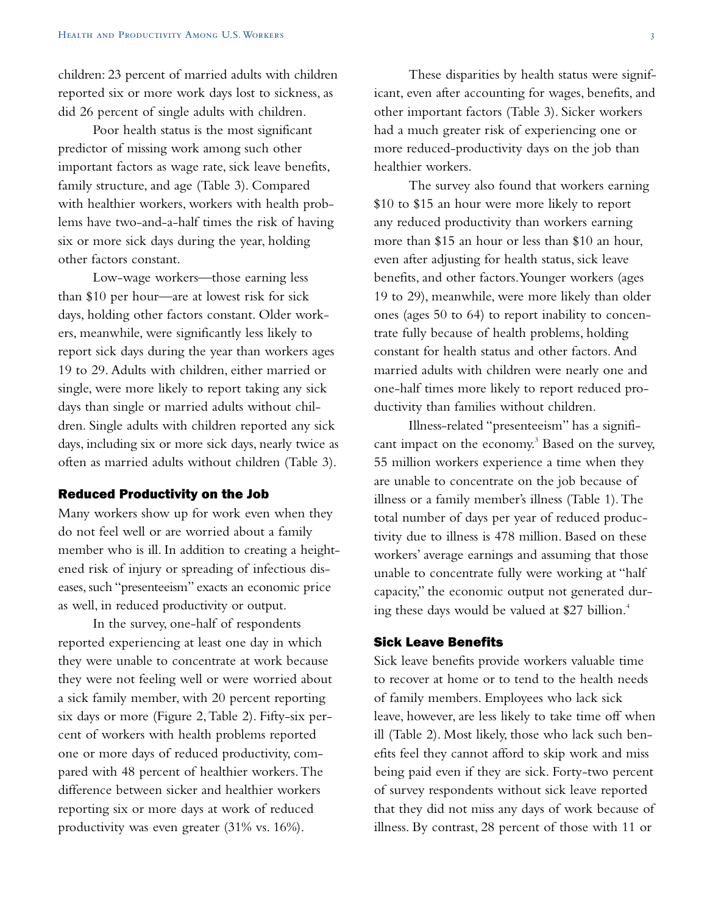children: 23 percent of married adults with children reported six or more work days lost to sickness, as did 26 percent of single adults with children.

Poor health status is the most significant predictor of missing work among such other important factors as wage rate, sick leave benefits, family structure, and age (Table 3). Compared with healthier workers, workers with health problems have two-and-a-half times the risk of having six or more sick days during the year, holding other factors constant.

Low-wage workers—those earning less than $10 per hour—are at lowest risk for sick days, holding other factors constant. Older workers, meanwhile, were significantly less likely to report sick days during the year than workers ages 19 to 29. Adults with children, either married or single, were more likely to report taking any sick days than single or married adults without children. Single adults with children reported any sick days, including six or more sick days, nearly twice as often as married adults without children (Table 3).

## Reduced Productivity on the Job

Many workers show up for work even when they do not feel well or are worried about a family member who is ill. In addition to creating a heightened risk of injury or spreading of infectious diseases, such "presenteeism" exacts an economic price as well, in reduced productivity or output.

In the survey, one-half of respondents reported experiencing at least one day in which they were unable to concentrate at work because they were not feeling well or were worried about a sick family member, with 20 percent reporting six days or more (Figure 2, Table 2). Fifty-six percent of workers with health problems reported one or more days of reduced productivity, compared with 48 percent of healthier workers. The difference between sicker and healthier workers reporting six or more days at work of reduced productivity was even greater (31% vs. 16%).

These disparities by health status were significant, even after accounting for wages, benefits, and other important factors (Table 3). Sicker workers had a much greater risk of experiencing one or more reduced-productivity days on the job than healthier workers.

The survey also found that workers earning $10 to $15 an hour were more likely to report any reduced productivity than workers earning more than $15 an hour or less than $10 an hour, even after adjusting for health status, sick leave benefits, and other factors. Younger workers (ages 19 to 29), meanwhile, were more likely than older ones (ages 50 to 64) to report inability to concentrate fully because of health problems, holding constant for health status and other factors. And married adults with children were nearly one and one-half times more likely to report reduced productivity than families without children.

Illness-related "presenteeism" has a significant impact on the economy.[3] Based on the survey, 55 million workers experience a time when they are unable to concentrate on the job because of illness or a family member's illness (Table 1). The total number of days per year of reduced productivity due to illness is 478 million. Based on these workers' average earnings and assuming that those unable to concentrate fully were working at "half capacity," the economic output not generated during these days would be valued at $27 billion.[4]

## Sick Leave Benefits

Sick leave benefits provide workers valuable time to recover at home or to tend to the health needs of family members. Employees who lack sick leave, however, are less likely to take time off when ill (Table 2). Most likely, those who lack such benefits feel they cannot afford to skip work and miss being paid even if they are sick. Forty-two percent of survey respondents without sick leave reported that they did not miss any days of work because of illness. By contrast, 28 percent of those with 11 or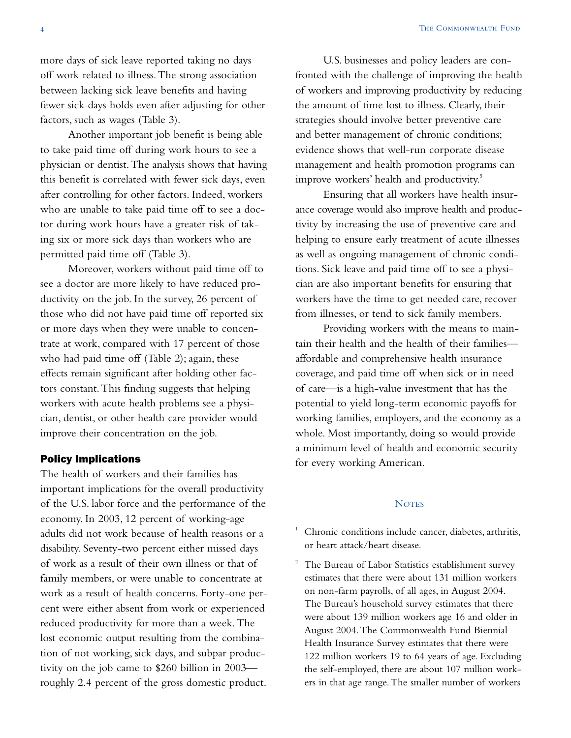more days of sick leave reported taking no days off work related to illness. The strong association between lacking sick leave benefits and having fewer sick days holds even after adjusting for other factors, such as wages (Table 3).

Another important job benefit is being able to take paid time off during work hours to see a physician or dentist. The analysis shows that having this benefit is correlated with fewer sick days, even after controlling for other factors. Indeed, workers who are unable to take paid time off to see a doctor during work hours have a greater risk of taking six or more sick days than workers who are permitted paid time off (Table 3).

Moreover, workers without paid time off to see a doctor are more likely to have reduced productivity on the job. In the survey, 26 percent of those who did not have paid time off reported six or more days when they were unable to concentrate at work, compared with 17 percent of those who had paid time off (Table 2); again, these effects remain significant after holding other factors constant. This finding suggests that helping workers with acute health problems see a physician, dentist, or other health care provider would improve their concentration on the job.

## Policy Implications

The health of workers and their families has important implications for the overall productivity of the U.S. labor force and the performance of the economy. In 2003, 12 percent of working-age adults did not work because of health reasons or a disability. Seventy-two percent either missed days of work as a result of their own illness or that of family members, or were unable to concentrate at work as a result of health concerns. Forty-one percent were either absent from work or experienced reduced productivity for more than a week. The lost economic output resulting from the combination of not working, sick days, and subpar productivity on the job came to \$260 billion in 2003—roughly 2.4 percent of the gross domestic product.

U.S. businesses and policy leaders are confronted with the challenge of improving the health of workers and improving productivity by reducing the amount of time lost to illness. Clearly, their strategies should involve better preventive care and better management of chronic conditions; evidence shows that well-run corporate disease management and health promotion programs can improve workers' health and productivity.[5]

Ensuring that all workers have health insurance coverage would also improve health and productivity by increasing the use of preventive care and helping to ensure early treatment of acute illnesses as well as ongoing management of chronic conditions. Sick leave and paid time off to see a physician are also important benefits for ensuring that workers have the time to get needed care, recover from illnesses, or tend to sick family members.

Providing workers with the means to maintain their health and the health of their families—affordable and comprehensive health insurance coverage, and paid time off when sick or in need of care—is a high-value investment that has the potential to yield long-term economic payoffs for working families, employers, and the economy as a whole. Most importantly, doing so would provide a minimum level of health and economic security for every working American.

## Notes

1. Chronic conditions include cancer, diabetes, arthritis, or heart attack/heart disease.

2. The Bureau of Labor Statistics establishment survey estimates that there were about 131 million workers on non-farm payrolls, of all ages, in August 2004. The Bureau's household survey estimates that there were about 139 million workers age 16 and older in August 2004. The Commonwealth Fund Biennial Health Insurance Survey estimates that there were 122 million workers 19 to 64 years of age. Excluding the self-employed, there are about 107 million workers in that age range. The smaller number of workers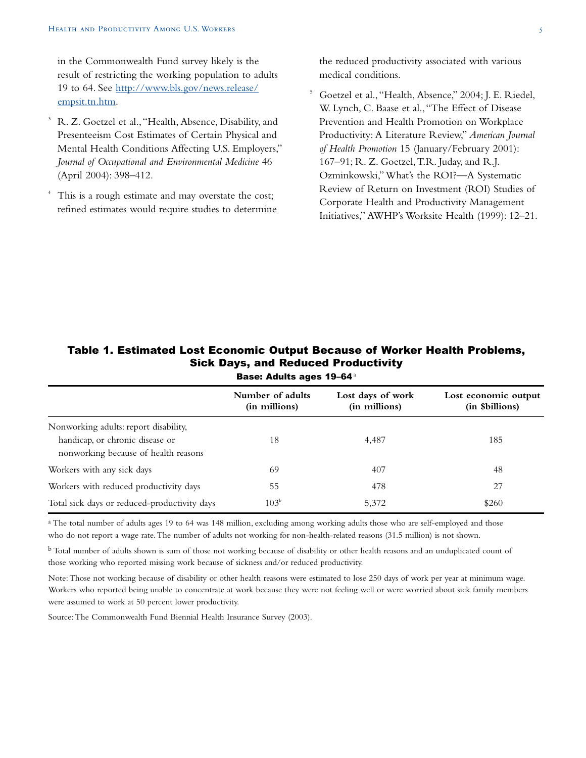in the Commonwealth Fund survey likely is the result of restricting the working population to adults 19 to 64. See http://www.bls.gov/news.release/empsit.tn.htm.

[3] R. Z. Goetzel et al., "Health, Absence, Disability, and Presenteeism Cost Estimates of Certain Physical and Mental Health Conditions Affecting U.S. Employers," *Journal of Occupational and Environmental Medicine* 46 (April 2004): 398–412.

[4] This is a rough estimate and may overstate the cost; refined estimates would require studies to determine the reduced productivity associated with various medical conditions.

[5] Goetzel et al., "Health, Absence," 2004; J. E. Riedel, W. Lynch, C. Baase et al., "The Effect of Disease Prevention and Health Promotion on Workplace Productivity: A Literature Review," *American Journal of Health Promotion* 15 (January/February 2001): 167–91; R. Z. Goetzel, T.R. Juday, and R.J. Ozminkowski," What's the ROI?—A Systematic Review of Return on Investment (ROI) Studies of Corporate Health and Productivity Management Initiatives," AWHP's Worksite Health (1999): 12–21.

## Table 1. Estimated Lost Economic Output Because of Worker Health Problems, Sick Days, and Reduced Productivity

**Base: Adults ages 19–64** [a]

| | Number of adults (in millions) | Lost days of work (in millions) | Lost economic output (in $billions) |
|---|---|---|---|
| Nonworking adults: report disability, handicap, or chronic disease or nonworking because of health reasons | 18 | 4,487 | 185 |
| Workers with any sick days | 69 | 407 | 48 |
| Workers with reduced productivity days | 55 | 478 | 27 |
| Total sick days or reduced-productivity days | 103[b] | 5,372 | $260 |

[a] The total number of adults ages 19 to 64 was 148 million, excluding among working adults those who are self-employed and those who do not report a wage rate. The number of adults not working for non-health-related reasons (31.5 million) is not shown.

[b] Total number of adults shown is sum of those not working because of disability or other health reasons and an unduplicated count of those working who reported missing work because of sickness and/or reduced productivity.

Note: Those not working because of disability or other health reasons were estimated to lose 250 days of work per year at minimum wage. Workers who reported being unable to concentrate at work because they were not feeling well or were worried about sick family members were assumed to work at 50 percent lower productivity.

Source: The Commonwealth Fund Biennial Health Insurance Survey (2003).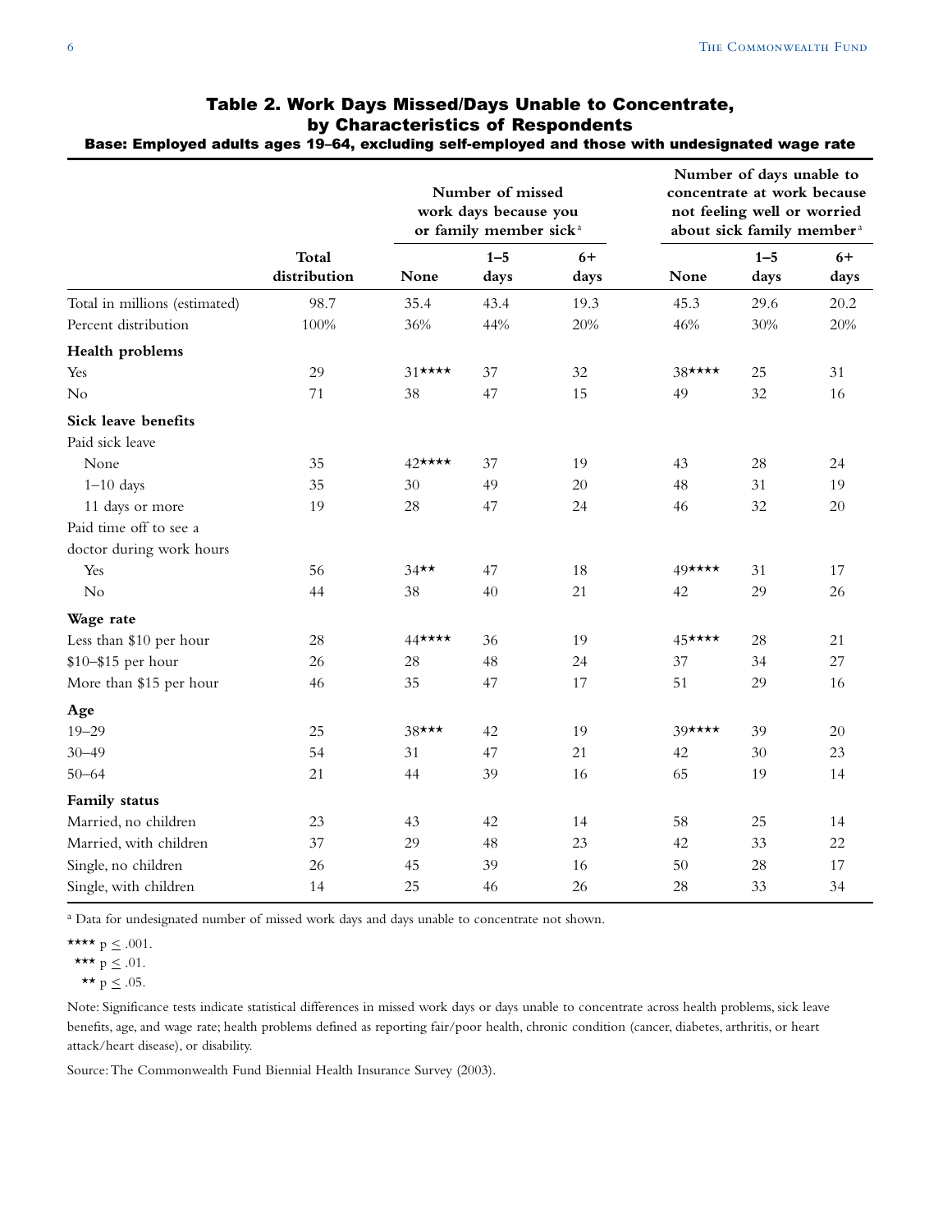## Table 2. Work Days Missed/Days Unable to Concentrate, by Characteristics of Respondents

**Base: Employed adults ages 19–64, excluding self-employed and those with undesignated wage rate**

| | | Number of missed work days because you or family member sick[a] | | | Number of days unable to concentrate at work because not feeling well or worried about sick family member[a] | | |
|---|---|---|---|---|---|---|---|
| | **Total distribution** | **None** | **1–5 days** | **6+ days** | **None** | **1–5 days** | **6+ days** |
| Total in millions (estimated) | 98.7 | 35.4 | 43.4 | 19.3 | 45.3 | 29.6 | 20.2 |
| Percent distribution | 100% | 36% | 44% | 20% | 46% | 30% | 20% |
| **Health problems** | | | | | | | |
| Yes | 29 | 31**** | 37 | 32 | 38**** | 25 | 31 |
| No | 71 | 38 | 47 | 15 | 49 | 32 | 16 |
| **Sick leave benefits** | | | | | | | |
| Paid sick leave | | | | | | | |
| None | 35 | 42**** | 37 | 19 | 43 | 28 | 24 |
| 1–10 days | 35 | 30 | 49 | 20 | 48 | 31 | 19 |
| 11 days or more | 19 | 28 | 47 | 24 | 46 | 32 | 20 |
| Paid time off to see a doctor during work hours | | | | | | | |
| Yes | 56 | 34** | 47 | 18 | 49**** | 31 | 17 |
| No | 44 | 38 | 40 | 21 | 42 | 29 | 26 |
| **Wage rate** | | | | | | | |
| Less than $10 per hour | 28 | 44**** | 36 | 19 | 45**** | 28 | 21 |
| $10–$15 per hour | 26 | 28 | 48 | 24 | 37 | 34 | 27 |
| More than $15 per hour | 46 | 35 | 47 | 17 | 51 | 29 | 16 |
| **Age** | | | | | | | |
| 19–29 | 25 | 38*** | 42 | 19 | 39**** | 39 | 20 |
| 30–49 | 54 | 31 | 47 | 21 | 42 | 30 | 23 |
| 50–64 | 21 | 44 | 39 | 16 | 65 | 19 | 14 |
| **Family status** | | | | | | | |
| Married, no children | 23 | 43 | 42 | 14 | 58 | 25 | 14 |
| Married, with children | 37 | 29 | 48 | 23 | 42 | 33 | 22 |
| Single, no children | 26 | 45 | 39 | 16 | 50 | 28 | 17 |
| Single, with children | 14 | 25 | 46 | 26 | 28 | 33 | 34 |

[a] Data for undesignated number of missed work days and days unable to concentrate not shown.

**** $p \leq .001$.
*** $p \leq .01$.
** $p \leq .05$.

Note: Significance tests indicate statistical differences in missed work days or days unable to concentrate across health problems, sick leave benefits, age, and wage rate; health problems defined as reporting fair/poor health, chronic condition (cancer, diabetes, arthritis, or heart attack/heart disease), or disability.

Source: The Commonwealth Fund Biennial Health Insurance Survey (2003).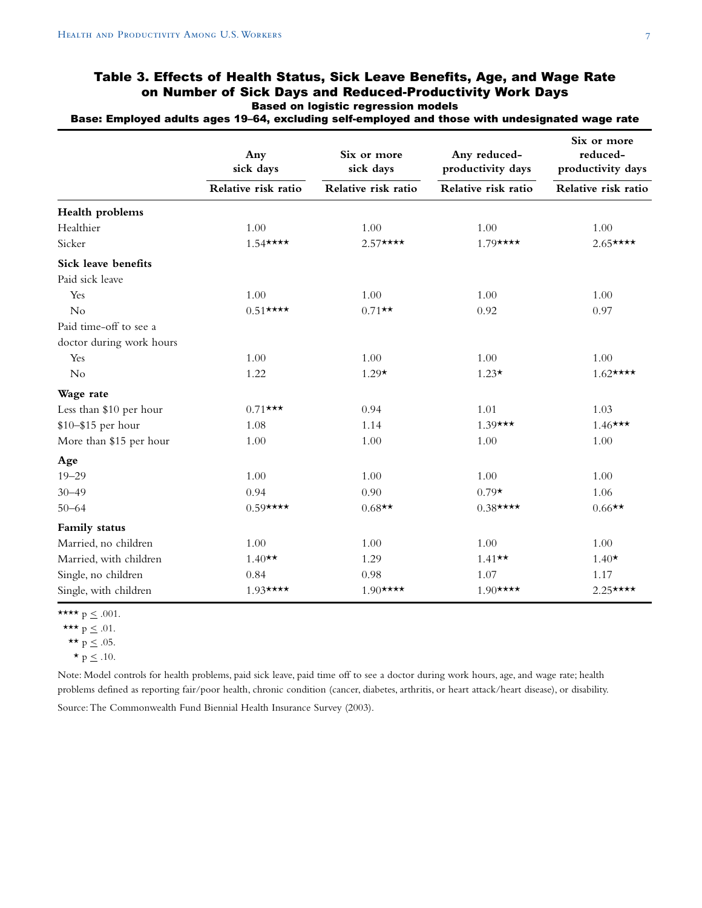**Table 3. Effects of Health Status, Sick Leave Benefits, Age, and Wage Rate on Number of Sick Days and Reduced-Productivity Work Days**

**Based on logistic regression models**

**Base: Employed adults ages 19–64, excluding self-employed and those with undesignated wage rate**

| | Any sick days | Six or more sick days | Any reduced-productivity days | Six or more reduced-productivity days |
|---|---|---|---|---|
| | Relative risk ratio | Relative risk ratio | Relative risk ratio | Relative risk ratio |
| **Health problems** | | | | |
| Healthier | 1.00 | 1.00 | 1.00 | 1.00 |
| Sicker | 1.54**** | 2.57**** | 1.79**** | 2.65**** |
| **Sick leave benefits** | | | | |
| Paid sick leave | | | | |
| Yes | 1.00 | 1.00 | 1.00 | 1.00 |
| No | 0.51**** | 0.71** | 0.92 | 0.97 |
| Paid time-off to see a doctor during work hours | | | | |
| Yes | 1.00 | 1.00 | 1.00 | 1.00 |
| No | 1.22 | 1.29* | 1.23* | 1.62**** |
| **Wage rate** | | | | |
| Less than $10 per hour | 0.71*** | 0.94 | 1.01 | 1.03 |
| $10–$15 per hour | 1.08 | 1.14 | 1.39*** | 1.46*** |
| More than $15 per hour | 1.00 | 1.00 | 1.00 | 1.00 |
| **Age** | | | | |
| 19–29 | 1.00 | 1.00 | 1.00 | 1.00 |
| 30–49 | 0.94 | 0.90 | 0.79* | 1.06 |
| 50–64 | 0.59**** | 0.68** | 0.38**** | 0.66** |
| **Family status** | | | | |
| Married, no children | 1.00 | 1.00 | 1.00 | 1.00 |
| Married, with children | 1.40** | 1.29 | 1.41** | 1.40* |
| Single, no children | 0.84 | 0.98 | 1.07 | 1.17 |
| Single, with children | 1.93**** | 1.90**** | 1.90**** | 2.25**** |

**** $p \leq .001$.

*** $p \leq .01$.

** $p \leq .05$.

* $p \leq .10$.

Note: Model controls for health problems, paid sick leave, paid time off to see a doctor during work hours, age, and wage rate; health problems defined as reporting fair/poor health, chronic condition (cancer, diabetes, arthritis, or heart attack/heart disease), or disability.

Source: The Commonwealth Fund Biennial Health Insurance Survey (2003).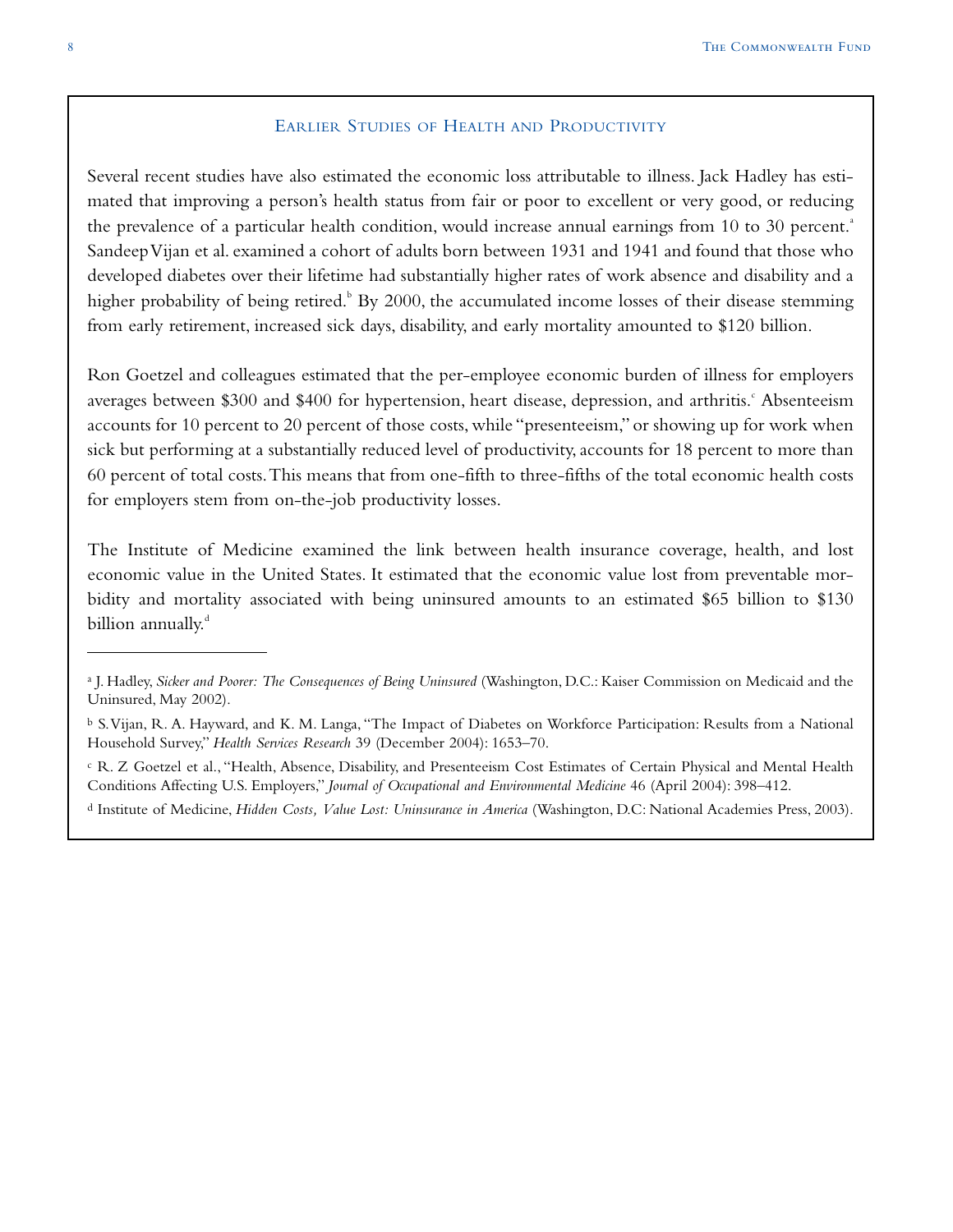## Earlier Studies of Health and Productivity

Several recent studies have also estimated the economic loss attributable to illness. Jack Hadley has estimated that improving a person's health status from fair or poor to excellent or very good, or reducing the prevalence of a particular health condition, would increase annual earnings from 10 to 30 percent.[a] Sandeep Vijan et al. examined a cohort of adults born between 1931 and 1941 and found that those who developed diabetes over their lifetime had substantially higher rates of work absence and disability and a higher probability of being retired.[b] By 2000, the accumulated income losses of their disease stemming from early retirement, increased sick days, disability, and early mortality amounted to $120 billion.

Ron Goetzel and colleagues estimated that the per-employee economic burden of illness for employers averages between $300 and $400 for hypertension, heart disease, depression, and arthritis.[c] Absenteeism accounts for 10 percent to 20 percent of those costs, while "presenteeism," or showing up for work when sick but performing at a substantially reduced level of productivity, accounts for 18 percent to more than 60 percent of total costs. This means that from one-fifth to three-fifths of the total economic health costs for employers stem from on-the-job productivity losses.

The Institute of Medicine examined the link between health insurance coverage, health, and lost economic value in the United States. It estimated that the economic value lost from preventable morbidity and mortality associated with being uninsured amounts to an estimated $65 billion to $130 billion annually.[d]

---

[a] J. Hadley, *Sicker and Poorer: The Consequences of Being Uninsured* (Washington, D.C.: Kaiser Commission on Medicaid and the Uninsured, May 2002).

[b] S. Vijan, R. A. Hayward, and K. M. Langa, "The Impact of Diabetes on Workforce Participation: Results from a National Household Survey," *Health Services Research* 39 (December 2004): 1653–70.

[c] R. Z Goetzel et al., "Health, Absence, Disability, and Presenteeism Cost Estimates of Certain Physical and Mental Health Conditions Affecting U.S. Employers," *Journal of Occupational and Environmental Medicine* 46 (April 2004): 398–412.

[d] Institute of Medicine, *Hidden Costs, Value Lost: Uninsurance in America* (Washington, D.C: National Academies Press, 2003).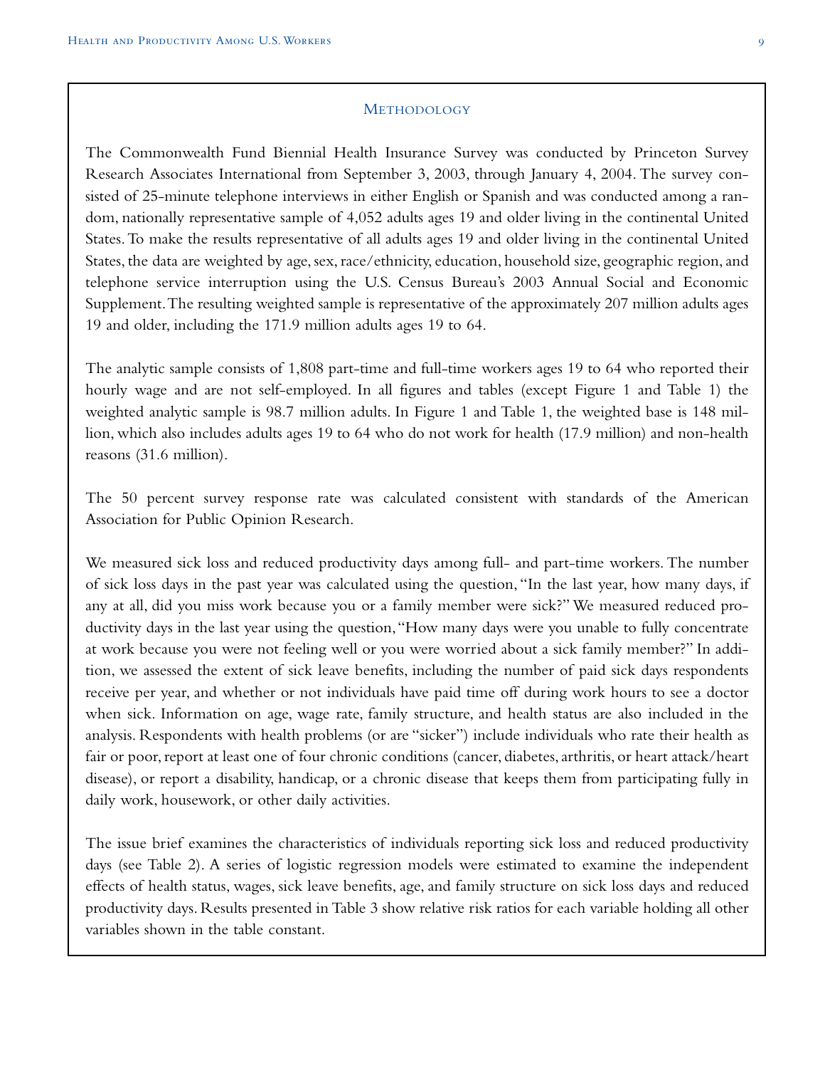## Methodology

The Commonwealth Fund Biennial Health Insurance Survey was conducted by Princeton Survey Research Associates International from September 3, 2003, through January 4, 2004. The survey consisted of 25-minute telephone interviews in either English or Spanish and was conducted among a random, nationally representative sample of 4,052 adults ages 19 and older living in the continental United States. To make the results representative of all adults ages 19 and older living in the continental United States, the data are weighted by age, sex, race/ethnicity, education, household size, geographic region, and telephone service interruption using the U.S. Census Bureau's 2003 Annual Social and Economic Supplement. The resulting weighted sample is representative of the approximately 207 million adults ages 19 and older, including the 171.9 million adults ages 19 to 64.

The analytic sample consists of 1,808 part-time and full-time workers ages 19 to 64 who reported their hourly wage and are not self-employed. In all figures and tables (except Figure 1 and Table 1) the weighted analytic sample is 98.7 million adults. In Figure 1 and Table 1, the weighted base is 148 million, which also includes adults ages 19 to 64 who do not work for health (17.9 million) and non-health reasons (31.6 million).

The 50 percent survey response rate was calculated consistent with standards of the American Association for Public Opinion Research.

We measured sick loss and reduced productivity days among full- and part-time workers. The number of sick loss days in the past year was calculated using the question, "In the last year, how many days, if any at all, did you miss work because you or a family member were sick?" We measured reduced productivity days in the last year using the question, "How many days were you unable to fully concentrate at work because you were not feeling well or you were worried about a sick family member?" In addition, we assessed the extent of sick leave benefits, including the number of paid sick days respondents receive per year, and whether or not individuals have paid time off during work hours to see a doctor when sick. Information on age, wage rate, family structure, and health status are also included in the analysis. Respondents with health problems (or are "sicker") include individuals who rate their health as fair or poor, report at least one of four chronic conditions (cancer, diabetes, arthritis, or heart attack/heart disease), or report a disability, handicap, or a chronic disease that keeps them from participating fully in daily work, housework, or other daily activities.

The issue brief examines the characteristics of individuals reporting sick loss and reduced productivity days (see Table 2). A series of logistic regression models were estimated to examine the independent effects of health status, wages, sick leave benefits, age, and family structure on sick loss days and reduced productivity days. Results presented in Table 3 show relative risk ratios for each variable holding all other variables shown in the table constant.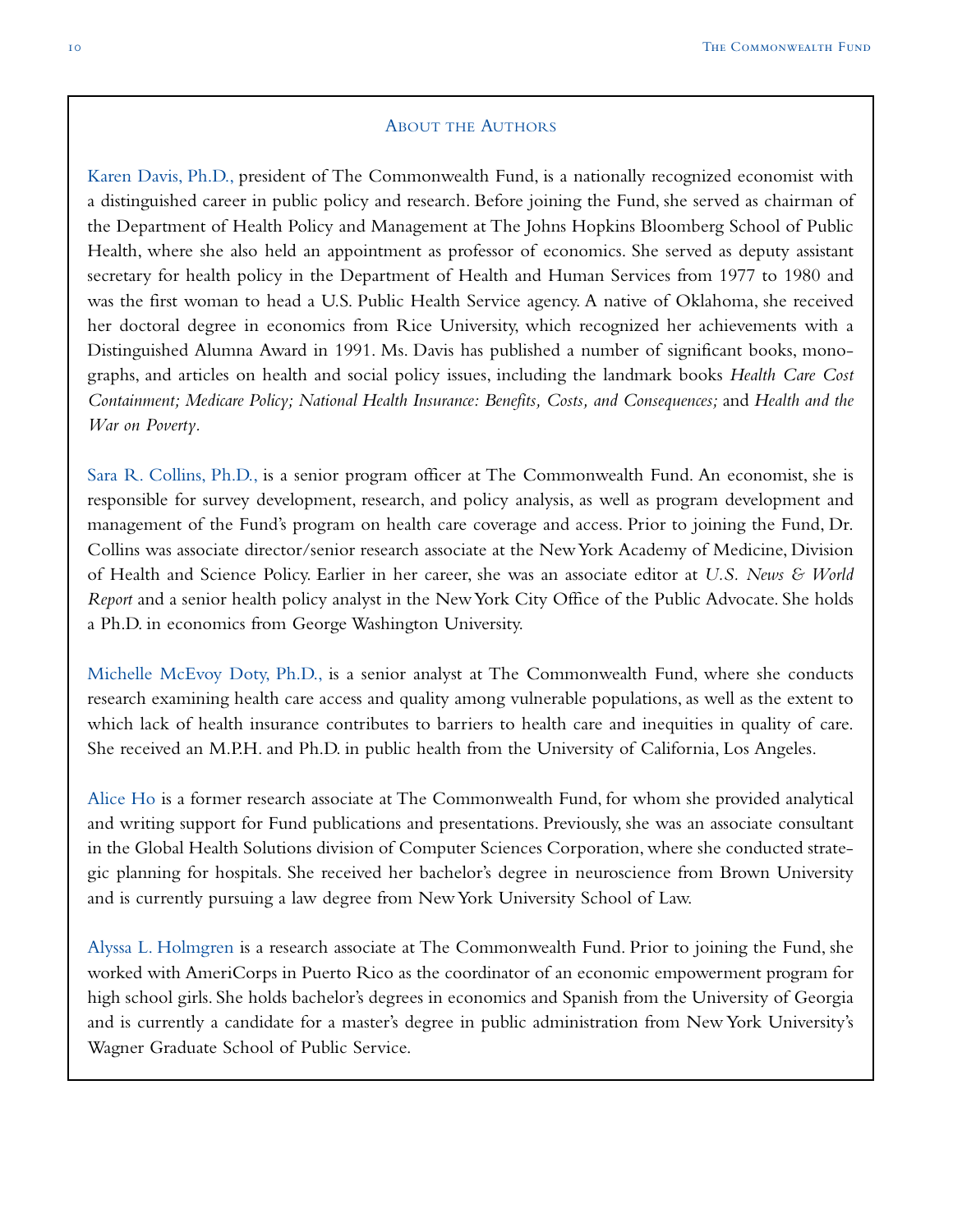## About the Authors

Karen Davis, Ph.D., president of The Commonwealth Fund, is a nationally recognized economist with a distinguished career in public policy and research. Before joining the Fund, she served as chairman of the Department of Health Policy and Management at The Johns Hopkins Bloomberg School of Public Health, where she also held an appointment as professor of economics. She served as deputy assistant secretary for health policy in the Department of Health and Human Services from 1977 to 1980 and was the first woman to head a U.S. Public Health Service agency. A native of Oklahoma, she received her doctoral degree in economics from Rice University, which recognized her achievements with a Distinguished Alumna Award in 1991. Ms. Davis has published a number of significant books, monographs, and articles on health and social policy issues, including the landmark books *Health Care Cost Containment; Medicare Policy; National Health Insurance: Benefits, Costs, and Consequences;* and *Health and the War on Poverty*.

Sara R. Collins, Ph.D., is a senior program officer at The Commonwealth Fund. An economist, she is responsible for survey development, research, and policy analysis, as well as program development and management of the Fund's program on health care coverage and access. Prior to joining the Fund, Dr. Collins was associate director/senior research associate at the New York Academy of Medicine, Division of Health and Science Policy. Earlier in her career, she was an associate editor at *U.S. News & World Report* and a senior health policy analyst in the New York City Office of the Public Advocate. She holds a Ph.D. in economics from George Washington University.

Michelle McEvoy Doty, Ph.D., is a senior analyst at The Commonwealth Fund, where she conducts research examining health care access and quality among vulnerable populations, as well as the extent to which lack of health insurance contributes to barriers to health care and inequities in quality of care. She received an M.P.H. and Ph.D. in public health from the University of California, Los Angeles.

Alice Ho is a former research associate at The Commonwealth Fund, for whom she provided analytical and writing support for Fund publications and presentations. Previously, she was an associate consultant in the Global Health Solutions division of Computer Sciences Corporation, where she conducted strategic planning for hospitals. She received her bachelor's degree in neuroscience from Brown University and is currently pursuing a law degree from New York University School of Law.

Alyssa L. Holmgren is a research associate at The Commonwealth Fund. Prior to joining the Fund, she worked with AmeriCorps in Puerto Rico as the coordinator of an economic empowerment program for high school girls. She holds bachelor's degrees in economics and Spanish from the University of Georgia and is currently a candidate for a master's degree in public administration from New York University's Wagner Graduate School of Public Service.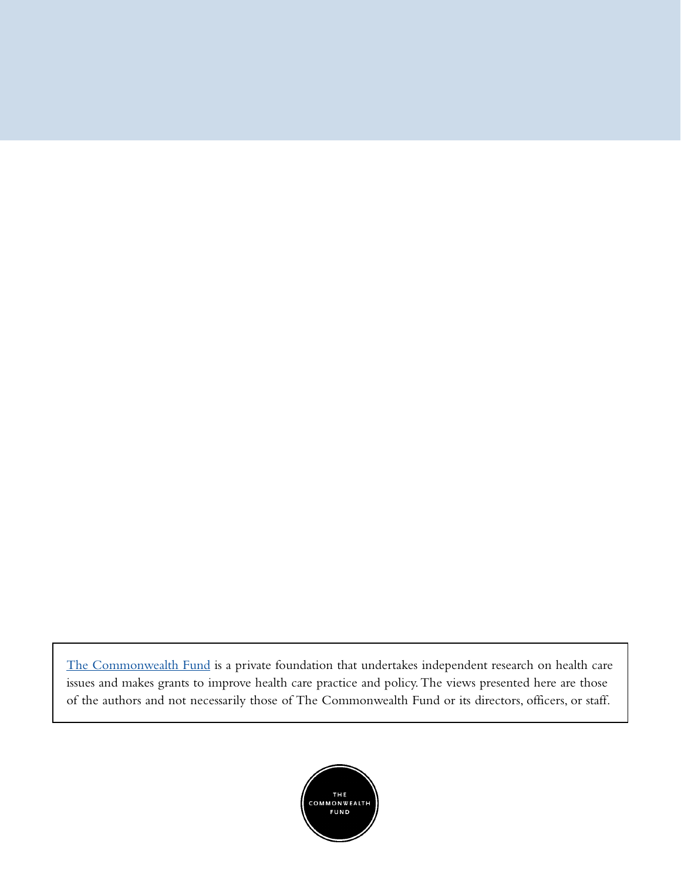[The Commonwealth Fund](https://www.commonwealthfund.org) is a private foundation that undertakes independent research on health care issues and makes grants to improve health care practice and policy. The views presented here are those of the authors and not necessarily those of The Commonwealth Fund or its directors, officers, or staff.

THE COMMONWEALTH FUND